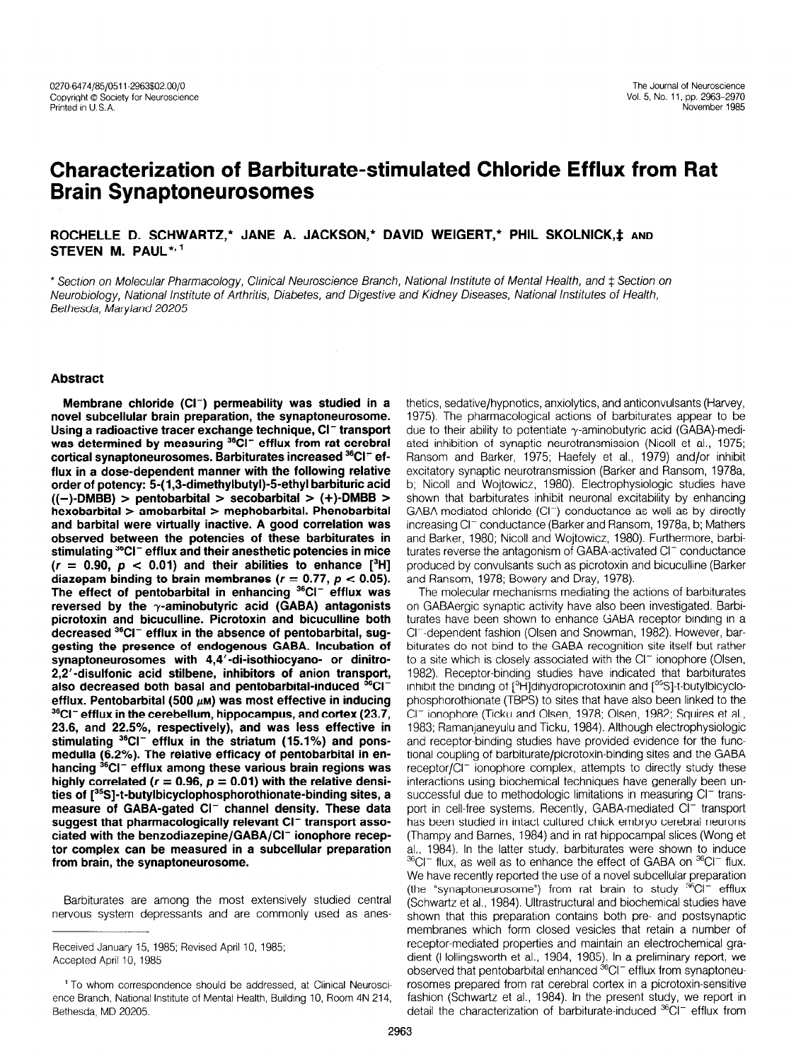# Characterization of Barbiturate-stimulated Chloride Efflux from Rat Brain Synaptoneurosomes

**ROCHELLE D. SCHWARTZ,\* JANE A. JACKSON,\* DAVID WEIGERT,\* PHIL SKOLNICK,‡ AND STEVEN M. PAUL\*,[1]**

\* *Section on Molecular Pharmacology, Clinical Neuroscience Branch, National Institute of Mental Health, and* ‡ *Section on Neurobiology, National Institute of Arthritis, Diabetes, and Digestive and Kidney Diseases, National Institutes of Health, Bethesda, Maryland 20205*

## Abstract

**Membrane chloride ($Cl^-$) permeability was studied in a novel subcellular brain preparation, the synaptoneurosome. Using a radioactive tracer exchange technique, $Cl^-$ transport was determined by measuring $^{36}Cl^-$ efflux from rat cerebral cortical synaptoneurosomes. Barbiturates increased $^{36}Cl^-$ efflux in a dose-dependent manner with the following relative order of potency: 5-(1,3-dimethylbutyl)-5-ethyl barbituric acid ((−)-DMBB) > pentobarbital > secobarbital > (+)-DMBB > hexobarbital > amobarbital > mephobarbital. Phenobarbital and barbital were virtually inactive. A good correlation was observed between the potencies of these barbiturates in stimulating $^{36}Cl^-$ efflux and their anesthetic potencies in mice ($r = 0.90$, $p < 0.01$) and their abilities to enhance [$^3$H] diazepam binding to brain membranes ($r = 0.77$, $p < 0.05$). The effect of pentobarbital in enhancing $^{36}Cl^-$ efflux was reversed by the $\gamma$-aminobutyric acid (GABA) antagonists picrotoxin and bicuculline. Picrotoxin and bicuculline both decreased $^{36}Cl^-$ efflux in the absence of pentobarbital, suggesting the presence of endogenous GABA. Incubation of synaptoneurosomes with 4,4′-di-isothiocyano- or dinitro-2,2′-disulfonic acid stilbene, inhibitors of anion transport, also decreased both basal and pentobarbital-induced $^{36}Cl^-$ efflux. Pentobarbital (500 $\mu$M) was most effective in inducing $^{36}Cl^-$ efflux in the cerebellum, hippocampus, and cortex (23.7, 23.6, and 22.5%, respectively), and was less effective in stimulating $^{36}Cl^-$ efflux in the striatum (15.1%) and pons-medulla (6.2%). The relative efficacy of pentobarbital in enhancing $^{36}Cl^-$ efflux among these various brain regions was highly correlated ($r = 0.96$, $p = 0.01$) with the relative densities of [$^{35}$S]-t-butylbicyclophosphorothionate-binding sites, a measure of GABA-gated $Cl^-$ channel density. These data suggest that pharmacologically relevant $Cl^-$ transport associated with the benzodiazepine/GABA/$Cl^-$ ionophore receptor complex can be measured in a subcellular preparation from brain, the synaptoneurosome.**

Barbiturates are among the most extensively studied central nervous system depressants and are commonly used as anesthetics, sedative/hypnotics, anxiolytics, and anticonvulsants (Harvey, 1975). The pharmacological actions of barbiturates appear to be due to their ability to potentiate $\gamma$-aminobutyric acid (GABA)-mediated inhibition of synaptic neurotransmission (Nicoll et al., 1975; Ransom and Barker, 1975; Haefely et al., 1979) and/or inhibit excitatory synaptic neurotransmission (Barker and Ransom, 1978a, b; Nicoll and Wojtowicz, 1980). Electrophysiologic studies have shown that barbiturates inhibit neuronal excitability by enhancing GABA-mediated chloride ($Cl^-$) conductance as well as by directly increasing $Cl^-$ conductance (Barker and Ransom, 1978a, b; Mathers and Barker, 1980; Nicoll and Wojtowicz, 1980). Furthermore, barbiturates reverse the antagonism of GABA-activated $Cl^-$ conductance produced by convulsants such as picrotoxin and bicuculline (Barker and Ransom, 1978; Bowery and Dray, 1978).

The molecular mechanisms mediating the actions of barbiturates on GABAergic synaptic activity have also been investigated. Barbiturates have been shown to enhance GABA receptor binding in a $Cl^-$-dependent fashion (Olsen and Snowman, 1982). However, barbiturates do not bind to the GABA recognition site itself but rather to a site which is closely associated with the $Cl^-$ ionophore (Olsen, 1982). Receptor-binding studies have indicated that barbiturates inhibit the binding of [$^3$H]dihydropicrotoxinin and [$^{35}$S]-t-butylbicyclophosphorothionate (TBPS) to sites that have also been linked to the $Cl^-$ ionophore (Ticku and Olsen, 1978; Olsen, 1982; Squires et al., 1983; Ramanjaneyulu and Ticku, 1984). Although electrophysiologic and receptor-binding studies have provided evidence for the functional coupling of barbiturate/picrotoxin-binding sites and the GABA receptor/$Cl^-$ ionophore complex, attempts to directly study these interactions using biochemical techniques have generally been unsuccessful due to methodologic limitations in measuring $Cl^-$ transport in cell-free systems. Recently, GABA-mediated $Cl^-$ transport has been studied in intact cultured chick embryo cerebral neurons (Thampy and Barnes, 1984) and in rat hippocampal slices (Wong et al., 1984). In the latter study, barbiturates were shown to induce $^{36}Cl^-$ flux, as well as to enhance the effect of GABA on $^{36}Cl^-$ flux. We have recently reported the use of a novel subcellular preparation (the "synaptoneurosome") from rat brain to study $^{36}Cl^-$ efflux (Schwartz et al., 1984). Ultrastructural and biochemical studies have shown that this preparation contains both pre- and postsynaptic membranes which form closed vesicles that retain a number of receptor-mediated properties and maintain an electrochemical gradient (Hollingsworth et al., 1984, 1985). In a preliminary report, we observed that pentobarbital enhanced $^{36}Cl^-$ efflux from synaptoneurosomes prepared from rat cerebral cortex in a picrotoxin-sensitive fashion (Schwartz et al., 1984). In the present study, we report in detail the characterization of barbiturate-induced $^{36}Cl^-$ efflux from

---

Received January 15, 1985; Revised April 10, 1985;
Accepted April 10, 1985

[1] To whom correspondence should be addressed, at Clinical Neuroscience Branch, National Institute of Mental Health, Building 10, Room 4N 214, Bethesda, MD 20205.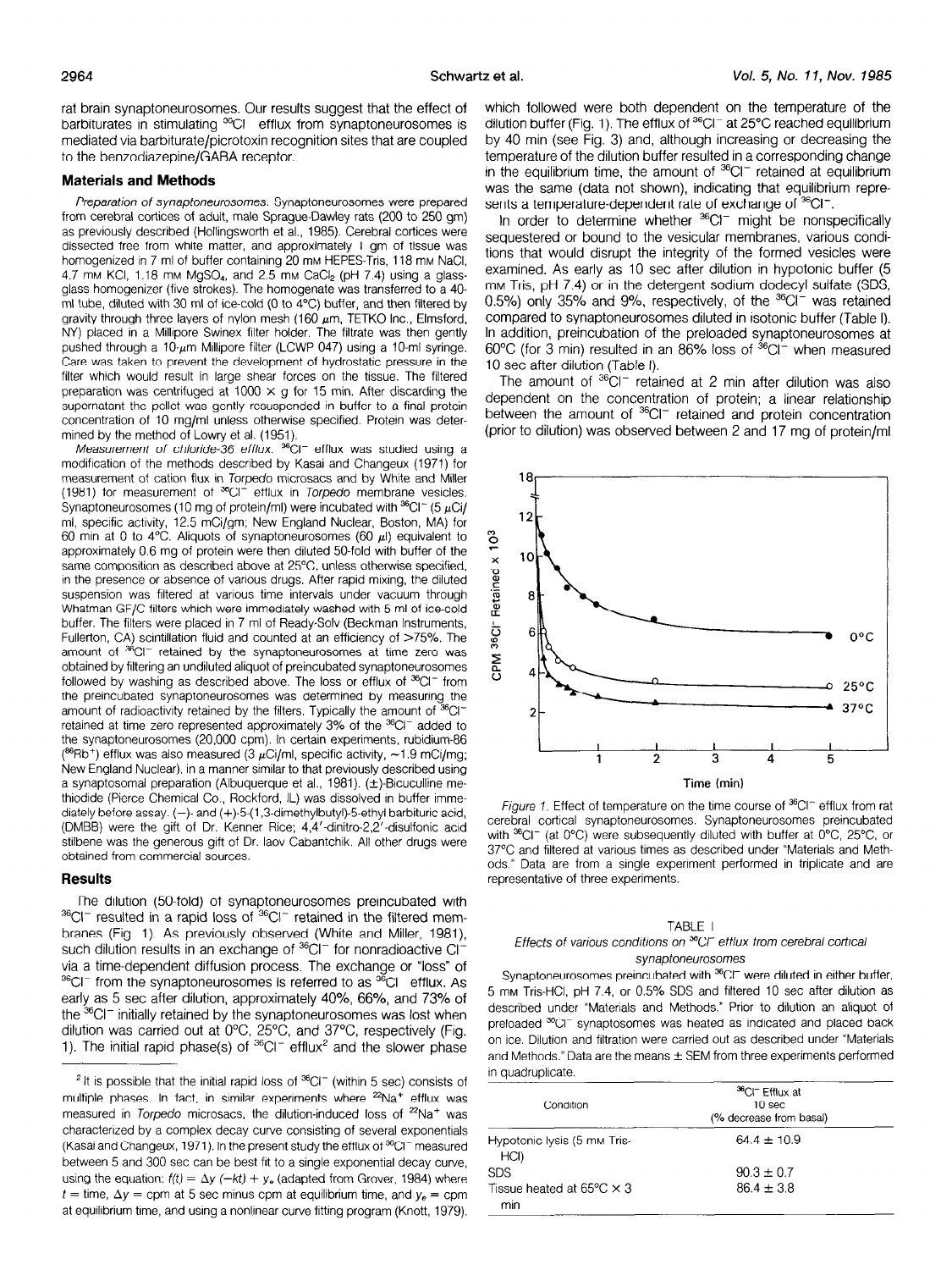rat brain synaptoneurosomes. Our results suggest that the effect of barbiturates in stimulating $^{36}Cl^-$ efflux from synaptoneurosomes is mediated via barbiturate/picrotoxin recognition sites that are coupled to the benzodiazepine/GABA receptor.

## Materials and Methods

*Preparation of synaptoneurosomes.* Synaptoneurosomes were prepared from cerebral cortices of adult, male Sprague-Dawley rats (200 to 250 gm) as previously described (Hollingsworth et al., 1985). Cerebral cortices were dissected free from white matter, and approximately 1 gm of tissue was homogenized in 7 ml of buffer containing 20 mM HEPES-Tris, 118 mM NaCl, 4.7 mM KCl, 1.18 mM $MgSO_4$, and 2.5 mM $CaCl_2$ (pH 7.4) using a glass-glass homogenizer (five strokes). The homogenate was transferred to a 40-ml tube, diluted with 30 ml of ice-cold (0 to 4°C) buffer, and then filtered by gravity through three layers of nylon mesh (160 μm, TETKO Inc., Elmsford, NY) placed in a Millipore Swinex filter holder. The filtrate was then gently pushed through a 10-μm Millipore filter (LCWP 047) using a 10-ml syringe. Care was taken to prevent the development of hydrostatic pressure in the filter which would result in large shear forces on the tissue. The filtered preparation was centrifuged at 1000 × g for 15 min. After discarding the supernatant the pellet was gently resuspended in buffer to a final protein concentration of 10 mg/ml unless otherwise specified. Protein was determined by the method of Lowry et al. (1951).

*Measurement of chloride-36 efflux.* $^{36}Cl^-$ efflux was studied using a modification of the methods described by Kasai and Changeux (1971) for measurement of cation flux in *Torpedo* microsacs and by White and Miller (1981) for measurement of $^{36}Cl^-$ efflux in *Torpedo* membrane vesicles. Synaptoneurosomes (10 mg of protein/ml) were incubated with $^{36}Cl^-$ (5 μCi/ml, specific activity, 12.5 mCi/gm; New England Nuclear, Boston, MA) for 60 min at 0 to 4°C. Aliquots of synaptoneurosomes (60 μl) equivalent to approximately 0.6 mg of protein were then diluted 50-fold with buffer of the same composition as described above at 25°C, unless otherwise specified, in the presence or absence of various drugs. After rapid mixing, the diluted suspension was filtered at various time intervals under vacuum through Whatman GF/C filters which were immediately washed with 5 ml of ice-cold buffer. The filters were placed in 7 ml of Ready-Solv (Beckman Instruments, Fullerton, CA) scintillation fluid and counted at an efficiency of >75%. The amount of $^{36}Cl^-$ retained by the synaptoneurosomes at time zero was obtained by filtering an undiluted aliquot of preincubated synaptoneurosomes followed by washing as described above. The loss or efflux of $^{36}Cl^-$ from the preincubated synaptoneurosomes was determined by measuring the amount of radioactivity retained by the filters. Typically the amount of $^{36}Cl^-$ retained at time zero represented approximately 3% of the $^{36}Cl^-$ added to the synaptoneurosomes (20,000 cpm). In certain experiments, rubidium-86 ($^{86}Rb^+$) efflux was also measured (3 μCi/ml, specific activity, ~1.9 mCi/mg; New England Nuclear), in a manner similar to that previously described using a synaptosomal preparation (Albuquerque et al., 1981). (±)-Bicuculline methiodide (Pierce Chemical Co., Rockford, IL) was dissolved in buffer immediately before assay. (−)- and (+)-5-(1,3-dimethylbutyl)-5-ethyl barbituric acid, (DMBB) were the gift of Dr. Kenner Rice; 4,4′-dinitro-2,2′-disulfonic acid stilbene was the generous gift of Dr. Iaov Cabantchik. All other drugs were obtained from commercial sources.

## Results

The dilution (50-fold) of synaptoneurosomes preincubated with $^{36}Cl^-$ resulted in a rapid loss of $^{36}Cl^-$ retained in the filtered membranes (Fig. 1). As previously observed (White and Miller, 1981), such dilution results in an exchange of $^{36}Cl^-$ for nonradioactive $Cl^-$ via a time-dependent diffusion process. The exchange or "loss" of $^{36}Cl^-$ from the synaptoneurosomes is referred to as $^{36}Cl^-$ efflux. As early as 5 sec after dilution, approximately 40%, 66%, and 73% of the $^{36}Cl^-$ initially retained by the synaptoneurosomes was lost when dilution was carried out at 0°C, 25°C, and 37°C, respectively (Fig. 1). The initial rapid phase(s) of $^{36}Cl^-$ efflux[2] and the slower phase which followed were both dependent on the temperature of the dilution buffer (Fig. 1). The efflux of $^{36}Cl^-$ at 25°C reached equilibrium by 40 min (see Fig. 3) and, although increasing or decreasing the temperature of the dilution buffer resulted in a corresponding change in the equilibrium time, the amount of $^{36}Cl^-$ retained at equilibrium was the same (data not shown), indicating that equilibrium represents a temperature-dependent rate of exchange of $^{36}Cl^-$.

In order to determine whether $^{36}Cl^-$ might be nonspecifically sequestered or bound to the vesicular membranes, various conditions that would disrupt the integrity of the formed vesicles were examined. As early as 10 sec after dilution in hypotonic buffer (5 mM Tris, pH 7.4) or in the detergent sodium dodecyl sulfate (SDS, 0.5%) only 35% and 9%, respectively, of the $^{36}Cl^-$ was retained compared to synaptoneurosomes diluted in isotonic buffer (Table I). In addition, preincubation of the preloaded synaptoneurosomes at 60°C (for 3 min) resulted in an 86% loss of $^{36}Cl^-$ when measured 10 sec after dilution (Table I).

The amount of $^{36}Cl^-$ retained at 2 min after dilution was also dependent on the concentration of protein; a linear relationship between the amount of $^{36}Cl^-$ retained and protein concentration (prior to dilution) was observed between 2 and 17 mg of protein/ml

*Figure 1.* Effect of temperature on the time course of $^{36}Cl^-$ efflux from rat cerebral cortical synaptoneurosomes. Synaptoneurosomes preincubated with $^{36}Cl^-$ (at 0°C) were subsequently diluted with buffer at 0°C, 25°C, or 37°C and filtered at various times as described under "Materials and Methods." Data are from a single experiment performed in triplicate and are representative of three experiments.

TABLE I

*Effects of various conditions on $^{36}Cl^-$ efflux from cerebral cortical synaptoneurosomes*

Synaptoneurosomes preincubated with $^{36}Cl^-$ were diluted in either buffer, 5 mM Tris-HCl, pH 7.4, or 0.5% SDS and filtered 10 sec after dilution as described under "Materials and Methods." Prior to dilution an aliquot of preloaded $^{36}Cl^-$ synaptosomes was heated as indicated and placed back on ice. Dilution and filtration were carried out as described under "Materials and Methods." Data are the means ± SEM from three experiments performed in quadruplicate.

| Condition | $^{36}Cl^-$ Efflux at 10 sec (% decrease from basal) |
|---|---|
| Hypotonic lysis (5 mM Tris-HCl) | 64.4 ± 10.9 |
| SDS | 90.3 ± 0.7 |
| Tissue heated at 65°C × 3 min | 86.4 ± 3.8 |

[2] It is possible that the initial rapid loss of $^{36}Cl^-$ (within 5 sec) consists of multiple phases. In fact, in similar experiments where $^{22}Na^+$ efflux was measured in *Torpedo* microsacs, the dilution-induced loss of $^{22}Na^+$ was characterized by a complex decay curve consisting of several exponentials (Kasai and Changeux, 1971). In the present study the efflux of $^{36}Cl^-$ measured between 5 and 300 sec can be best fit to a single exponential decay curve, using the equation: $f(t) = \Delta y\,(-kt) + y_e$ (adapted from Grover, 1984) where $t$ = time, $\Delta y$ = cpm at 5 sec minus cpm at equilibrium time, and $y_e$ = cpm at equilibrium time, and using a nonlinear curve fitting program (Knott, 1979).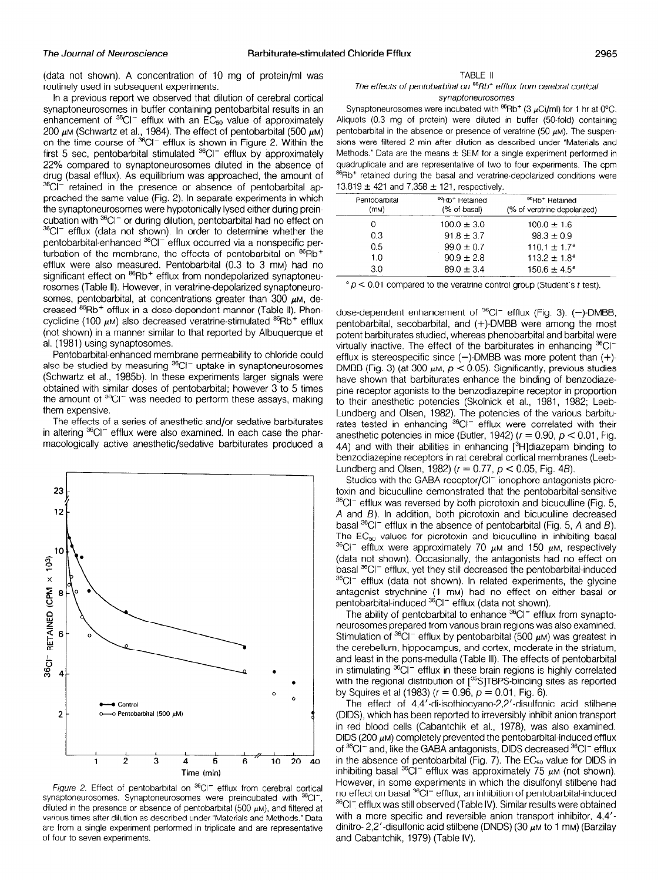(data not shown). A concentration of 10 mg of protein/ml was routinely used in subsequent experiments.

In a previous report we observed that dilution of cerebral cortical synaptoneurosomes in buffer containing pentobarbital results in an enhancement of $^{36}Cl^-$ efflux with an $EC_{50}$ value of approximately 200 μM (Schwartz et al., 1984). The effect of pentobarbital (500 μM) on the time course of $^{36}Cl^-$ efflux is shown in Figure 2. Within the first 5 sec, pentobarbital stimulated $^{36}Cl^-$ efflux by approximately 22% compared to synaptoneurosomes diluted in the absence of drug (basal efflux). As equilibrium was approached, the amount of $^{36}Cl^-$ retained in the presence or absence of pentobarbital approached the same value (Fig. 2). In separate experiments in which the synaptoneurosomes were hypotonically lysed either during preincubation with $^{36}Cl^-$ or during dilution, pentobarbital had no effect on $^{36}Cl^-$ efflux (data not shown). In order to determine whether the pentobarbital-enhanced $^{36}Cl^-$ efflux occurred via a nonspecific perturbation of the membrane, the effects of pentobarbital on $^{86}Rb^+$ efflux were also measured. Pentobarbital (0.3 to 3 mM) had no significant effect on $^{86}Rb^+$ efflux from nondepolarized synaptoneurosomes (Table II). However, in veratrine-depolarized synaptoneurosomes, pentobarbital, at concentrations greater than 300 μM, decreased $^{86}Rb^+$ efflux in a dose-dependent manner (Table II). Phencyclidine (100 μM) also decreased veratrine-stimulated $^{86}Rb^+$ efflux (not shown) in a manner similar to that reported by Albuquerque et al. (1981) using synaptosomes.

Pentobarbital-enhanced membrane permeability to chloride could also be studied by measuring $^{36}Cl^-$ uptake in synaptoneurosomes (Schwartz et al., 1985b). In these experiments larger signals were obtained with similar doses of pentobarbital; however 3 to 5 times the amount of $^{36}Cl^-$ was needed to perform these assays, making them expensive.

The effects of a series of anesthetic and/or sedative barbiturates in altering $^{36}Cl^-$ efflux were also examined. In each case the pharmacologically active anesthetic/sedative barbiturates produced a

TABLE II

*The effects of pentobarbital on $^{86}Rb^+$ efflux from cerebral cortical synaptoneurosomes*

Synaptoneurosomes were incubated with $^{86}Rb^+$ (3 μCi/ml) for 1 hr at 0°C. Aliquots (0.3 mg of protein) were diluted in buffer (50-fold) containing pentobarbital in the absence or presence of veratrine (50 μM). The suspensions were filtered 2 min after dilution as described under "Materials and Methods." Data are the means ± SEM for a single experiment performed in quadruplicate and are representative of two to four experiments. The cpm $^{86}Rb^+$ retained during the basal and veratrine-depolarized conditions were 13,819 ± 421 and 7,358 ± 121, respectively.

| Pentobarbital (mM) | $^{86}Rb^+$ Retained (% of basal) | $^{86}Rb^+$ Retained (% of veratrine-depolarized) |
|---|---|---|
| 0 | 100.0 ± 3.0 | 100.0 ± 1.6 |
| 0.3 | 91.8 ± 3.7 | 98.3 ± 0.9 |
| 0.5 | 99.0 ± 0.7 | 110.1 ± 1.7[a] |
| 1.0 | 90.9 ± 2.8 | 113.2 ± 1.8[a] |
| 3.0 | 89.0 ± 3.4 | 150.6 ± 4.5[a] |

[a] $p < 0.01$ compared to the veratrine control group (Student's *t* test).

*Figure 2.* Effect of pentobarbital on $^{36}Cl^-$ efflux from cerebral cortical synaptoneurosomes. Synaptoneurosomes were preincubated with $^{36}Cl^-$, diluted in the presence or absence of pentobarbital (500 μM), and filtered at various times after dilution as described under "Materials and Methods." Data are from a single experiment performed in triplicate and are representative of four to seven experiments.

dose-dependent enhancement of $^{36}Cl^-$ efflux (Fig. 3). (−)-DMBB, pentobarbital, secobarbital, and (+)-DMBB were among the most potent barbiturates studied, whereas phenobarbital and barbital were virtually inactive. The effect of the barbiturates in enhancing $^{36}Cl^-$ efflux is stereospecific since (−)-DMBB was more potent than (+)-DMBB (Fig. 3) (at 300 μM, $p < 0.05$). Significantly, previous studies have shown that barbiturates enhance the binding of benzodiazepine receptor agonists to the benzodiazepine receptor in proportion to their anesthetic potencies (Skolnick et al., 1981, 1982; Leeb-Lundberg and Olsen, 1982). The potencies of the various barbiturates tested in enhancing $^{36}Cl^-$ efflux were correlated with their anesthetic potencies in mice (Butler, 1942) ($r = 0.90$, $p < 0.01$, Fig. 4A) and with their abilities in enhancing [$^{3}$H]diazepam binding to benzodiazepine receptors in rat cerebral cortical membranes (Leeb-Lundberg and Olsen, 1982) ($r = 0.77$, $p < 0.05$, Fig. 4B).

Studies with the GABA receptor/$Cl^-$ ionophore antagonists picrotoxin and bicuculline demonstrated that the pentobarbital-sensitive $^{36}Cl^-$ efflux was reversed by both picrotoxin and bicuculline (Fig. 5, *A* and *B*). In addition, both picrotoxin and bicuculline decreased basal $^{36}Cl^-$ efflux in the absence of pentobarbital (Fig. 5, *A* and *B*). The $EC_{50}$ values for picrotoxin and bicuculline in inhibiting basal $^{36}Cl^-$ efflux were approximately 70 μM and 150 μM, respectively (data not shown). Occasionally, the antagonists had no effect on basal $^{36}Cl^-$ efflux, yet they still decreased the pentobarbital-induced $^{36}Cl^-$ efflux (data not shown). In related experiments, the glycine antagonist strychnine (1 mM) had no effect on either basal or pentobarbital-induced $^{36}Cl^-$ efflux (data not shown).

The ability of pentobarbital to enhance $^{36}Cl^-$ efflux from synaptoneurosomes prepared from various brain regions was also examined. Stimulation of $^{36}Cl^-$ efflux by pentobarbital (500 μM) was greatest in the cerebellum, hippocampus, and cortex, moderate in the striatum, and least in the pons-medulla (Table III). The effects of pentobarbital in stimulating $^{36}Cl^-$ efflux in these brain regions is highly correlated with the regional distribution of [$^{35}$S]TBPS-binding sites as reported by Squires et al (1983) ($r = 0.96$, $p = 0.01$, Fig. 6).

The effect of 4,4′-di-isothiocyano-2,2′-disulfonic acid stilbene (DIDS), which has been reported to irreversibly inhibit anion transport in red blood cells (Cabantchik et al., 1978), was also examined. DIDS (200 μM) completely prevented the pentobarbital-induced efflux of $^{36}Cl^-$ and, like the GABA antagonists, DIDS decreased $^{36}Cl^-$ efflux in the absence of pentobarbital (Fig. 7). The $EC_{50}$ value for DIDS in inhibiting basal $^{36}Cl^-$ efflux was approximately 75 μM (not shown). However, in some experiments in which the disulfonyl stilbene had no effect on basal $^{36}Cl^-$ efflux, an inhibition of pentobarbital-induced $^{36}Cl^-$ efflux was still observed (Table IV). Similar results were obtained with a more specific and reversible anion transport inhibitor, 4,4′-dinitro-2,2′-disulfonic acid stilbene (DNDS) (30 μM to 1 mM) (Barzilay and Cabantchik, 1979) (Table IV).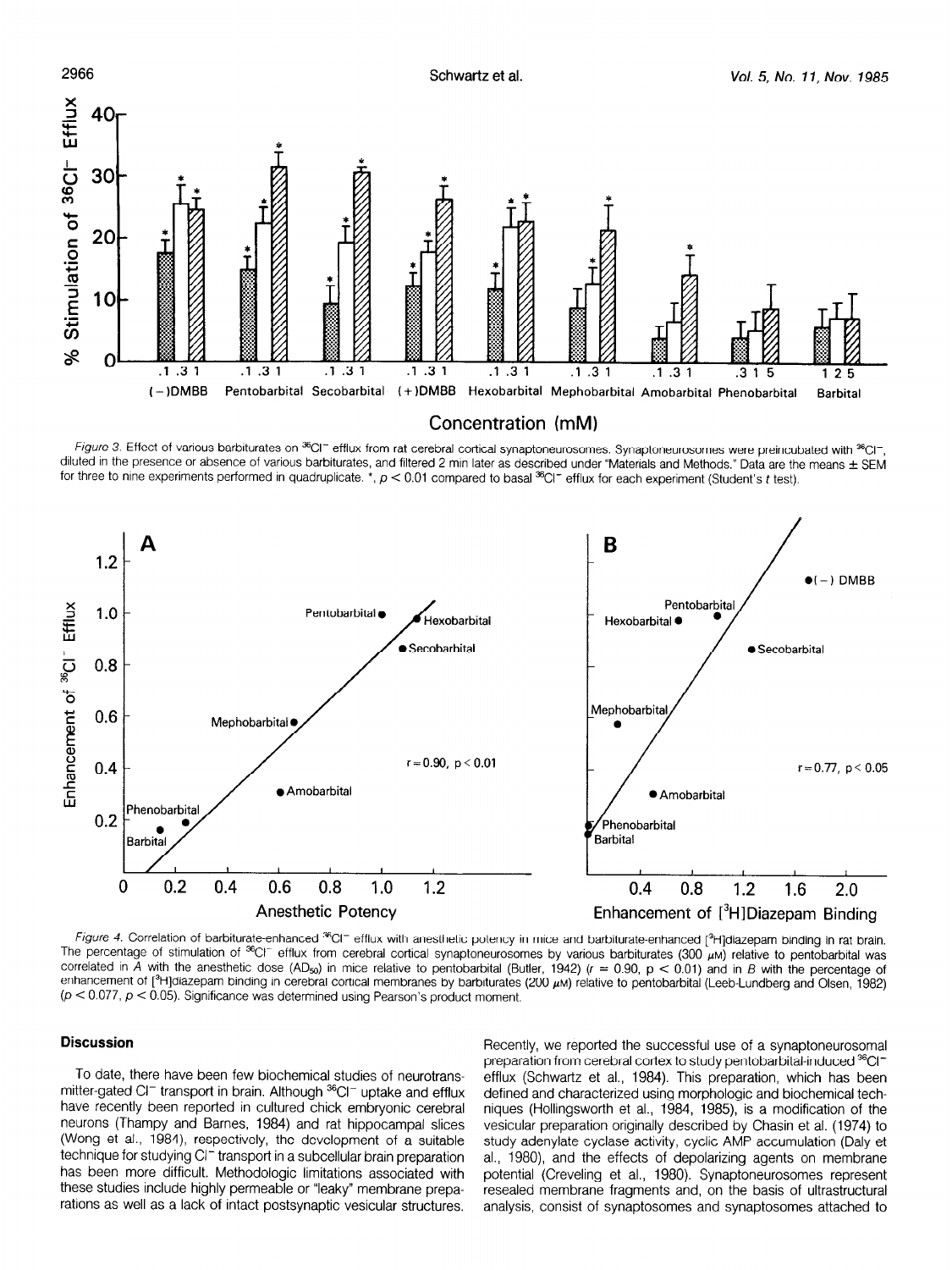*Figure 3.* Effect of various barbiturates on $^{36}Cl^-$ efflux from rat cerebral cortical synaptoneurosomes. Synaptoneurosomes were preincubated with $^{36}Cl^-$, diluted in the presence or absence of various barbiturates, and filtered 2 min later as described under "Materials and Methods." Data are the means ± SEM for three to nine experiments performed in quadruplicate. *, $p < 0.01$ compared to basal $^{36}Cl^-$ efflux for each experiment (Student's $t$ test).

*Figure 4.* Correlation of barbiturate-enhanced $^{36}Cl^-$ efflux with anesthetic potency in mice and barbiturate-enhanced [$^3$H]diazepam binding in rat brain. The percentage of stimulation of $^{36}Cl^-$ efflux from cerebral cortical synaptoneurosomes by various barbiturates (300 $\mu$M) relative to pentobarbital was correlated in *A* with the anesthetic dose ($AD_{50}$) in mice relative to pentobarbital (Butler, 1942) ($r = 0.90$, $p < 0.01$) and in *B* with the percentage of enhancement of [$^3$H]diazepam binding in cerebral cortical membranes by barbiturates (200 $\mu$M) relative to pentobarbital (Leeb-Lundberg and Olsen, 1982) ($p < 0.077$, $p < 0.05$). Significance was determined using Pearson's product moment.

## Discussion

To date, there have been few biochemical studies of neurotransmitter-gated $Cl^-$ transport in brain. Although $^{36}Cl^-$ uptake and efflux have recently been reported in cultured chick embryonic cerebral neurons (Thampy and Barnes, 1984) and rat hippocampal slices (Wong et al., 1984), respectively, the development of a suitable technique for studying $Cl^-$ transport in a subcellular brain preparation has been more difficult. Methodologic limitations associated with these studies include highly permeable or "leaky" membrane preparations as well as a lack of intact postsynaptic vesicular structures. Recently, we reported the successful use of a synaptoneurosomal preparation from cerebral cortex to study pentobarbital-induced $^{36}Cl^-$ efflux (Schwartz et al., 1984). This preparation, which has been defined and characterized using morphologic and biochemical techniques (Hollingsworth et al., 1984, 1985), is a modification of the vesicular preparation originally described by Chasin et al. (1974) to study adenylate cyclase activity, cyclic AMP accumulation (Daly et al., 1980), and the effects of depolarizing agents on membrane potential (Creveling et al., 1980). Synaptoneurosomes represent resealed membrane fragments and, on the basis of ultrastructural analysis, consist of synaptosomes and synaptosomes attached to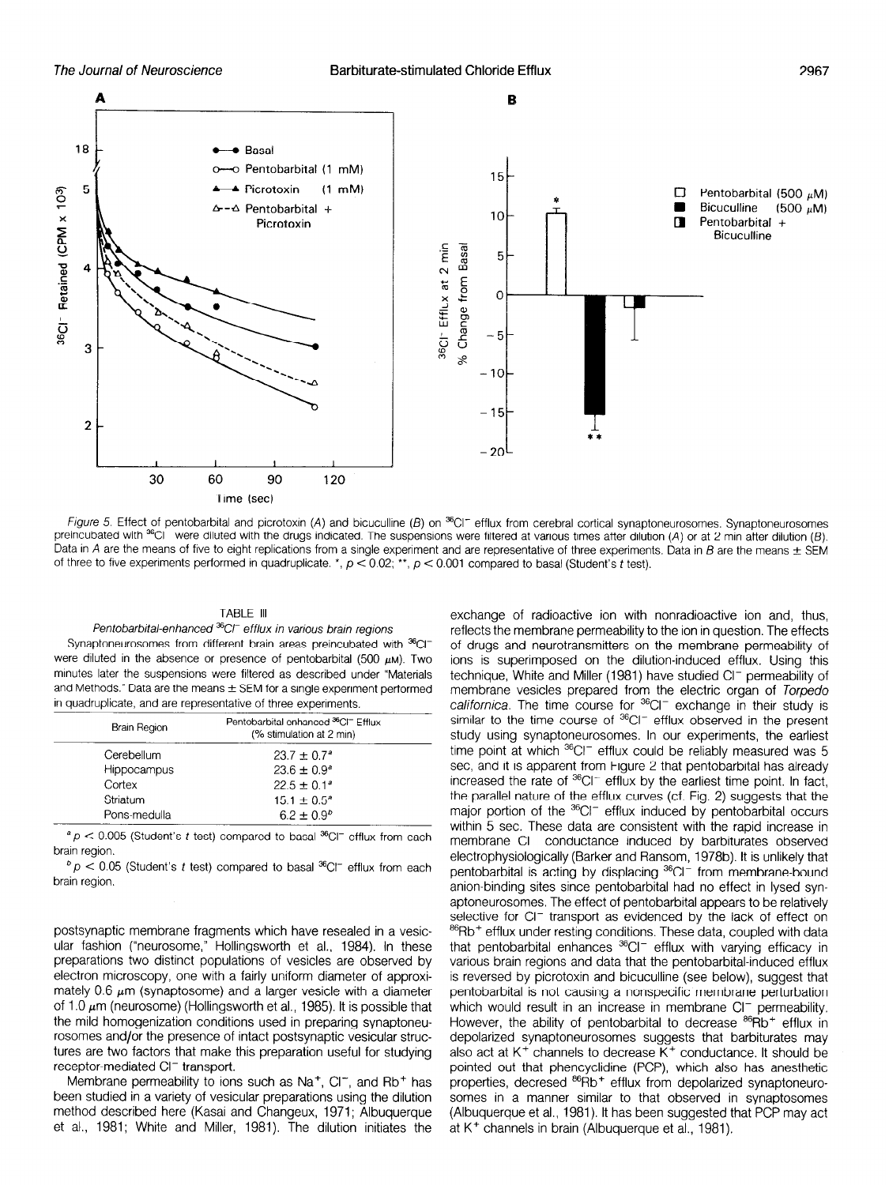Figure 5. Effect of pentobarbital and picrotoxin (A) and bicuculline (B) on $^{36}Cl^-$ efflux from cerebral cortical synaptoneurosomes. Synaptoneurosomes preincubated with $^{36}Cl$ were diluted with the drugs indicated. The suspensions were filtered at various times after dilution (A) or at 2 min after dilution (B). Data in A are the means of five to eight replications from a single experiment and are representative of three experiments. Data in B are the means ± SEM of three to five experiments performed in quadruplicate. *, $p < 0.02$; **, $p < 0.001$ compared to basal (Student's t test).

TABLE III

*Pentobarbital-enhanced $^{36}Cl^-$ efflux in various brain regions*

Synaptoneurosomes from different brain areas preincubated with $^{36}Cl^-$ were diluted in the absence or presence of pentobarbital (500 μM). Two minutes later the suspensions were filtered as described under "Materials and Methods." Data are the means ± SEM for a single experiment performed in quadruplicate, and are representative of three experiments.

| Brain Region | Pentobarbital-enhanced $^{36}Cl^-$ Efflux (% stimulation at 2 min) |
|---|---|
| Cerebellum | 23.7 ± 0.7[a] |
| Hippocampus | 23.6 ± 0.9[a] |
| Cortex | 22.5 ± 0.1[a] |
| Striatum | 15.1 ± 0.5[a] |
| Pons-medulla | 6.2 ± 0.9[b] |

[a] $p < 0.005$ (Student's t test) compared to basal $^{36}Cl^-$ efflux from each brain region.

[b] $p < 0.05$ (Student's t test) compared to basal $^{36}Cl^-$ efflux from each brain region.

postsynaptic membrane fragments which have resealed in a vesicular fashion ("neurosome," Hollingsworth et al., 1984). In these preparations two distinct populations of vesicles are observed by electron microscopy, one with a fairly uniform diameter of approximately 0.6 μm (synaptosome) and a larger vesicle with a diameter of 1.0 μm (neurosome) (Hollingsworth et al., 1985). It is possible that the mild homogenization conditions used in preparing synaptoneurosomes and/or the presence of intact postsynaptic vesicular structures are two factors that make this preparation useful for studying receptor-mediated $Cl^-$ transport.

Membrane permeability to ions such as $Na^+$, $Cl^-$, and $Rb^+$ has been studied in a variety of vesicular preparations using the dilution method described here (Kasai and Changeux, 1971; Albuquerque et al., 1981; White and Miller, 1981). The dilution initiates the exchange of radioactive ion with nonradioactive ion and, thus, reflects the membrane permeability to the ion in question. The effects of drugs and neurotransmitters on the membrane permeability of ions is superimposed on the dilution-induced efflux. Using this technique, White and Miller (1981) have studied $Cl^-$ permeability of membrane vesicles prepared from the electric organ of *Torpedo californica*. The time course for $^{36}Cl^-$ exchange in their study is similar to the time course of $^{36}Cl^-$ efflux observed in the present study using synaptoneurosomes. In our experiments, the earliest time point at which $^{36}Cl^-$ efflux could be reliably measured was 5 sec, and it is apparent from Figure 2 that pentobarbital has already increased the rate of $^{36}Cl^-$ efflux by the earliest time point. In fact, the parallel nature of the efflux curves (cf. Fig. 2) suggests that the major portion of the $^{36}Cl^-$ efflux induced by pentobarbital occurs within 5 sec. These data are consistent with the rapid increase in membrane $Cl^-$ conductance induced by barbiturates observed electrophysiologically (Barker and Ransom, 1978b). It is unlikely that pentobarbital is acting by displacing $^{36}Cl^-$ from membrane-bound anion-binding sites since pentobarbital had no effect in lysed synaptoneurosomes. The effect of pentobarbital appears to be relatively selective for $Cl^-$ transport as evidenced by the lack of effect on $^{86}Rb^+$ efflux under resting conditions. These data, coupled with data that pentobarbital enhances $^{36}Cl^-$ efflux with varying efficacy in various brain regions and data that the pentobarbital-induced efflux is reversed by picrotoxin and bicuculline (see below), suggest that pentobarbital is not causing a nonspecific membrane perturbation which would result in an increase in membrane $Cl^-$ permeability. However, the ability of pentobarbital to decrease $^{86}Rb^+$ efflux in depolarized synaptoneurosomes suggests that barbiturates may also act at $K^+$ channels to decrease $K^+$ conductance. It should be pointed out that phencyclidine (PCP), which also has anesthetic properties, decreased $^{86}Rb^+$ efflux from depolarized synaptoneurosomes in a manner similar to that observed in synaptosomes (Albuquerque et al., 1981). It has been suggested that PCP may act at $K^+$ channels in brain (Albuquerque et al., 1981).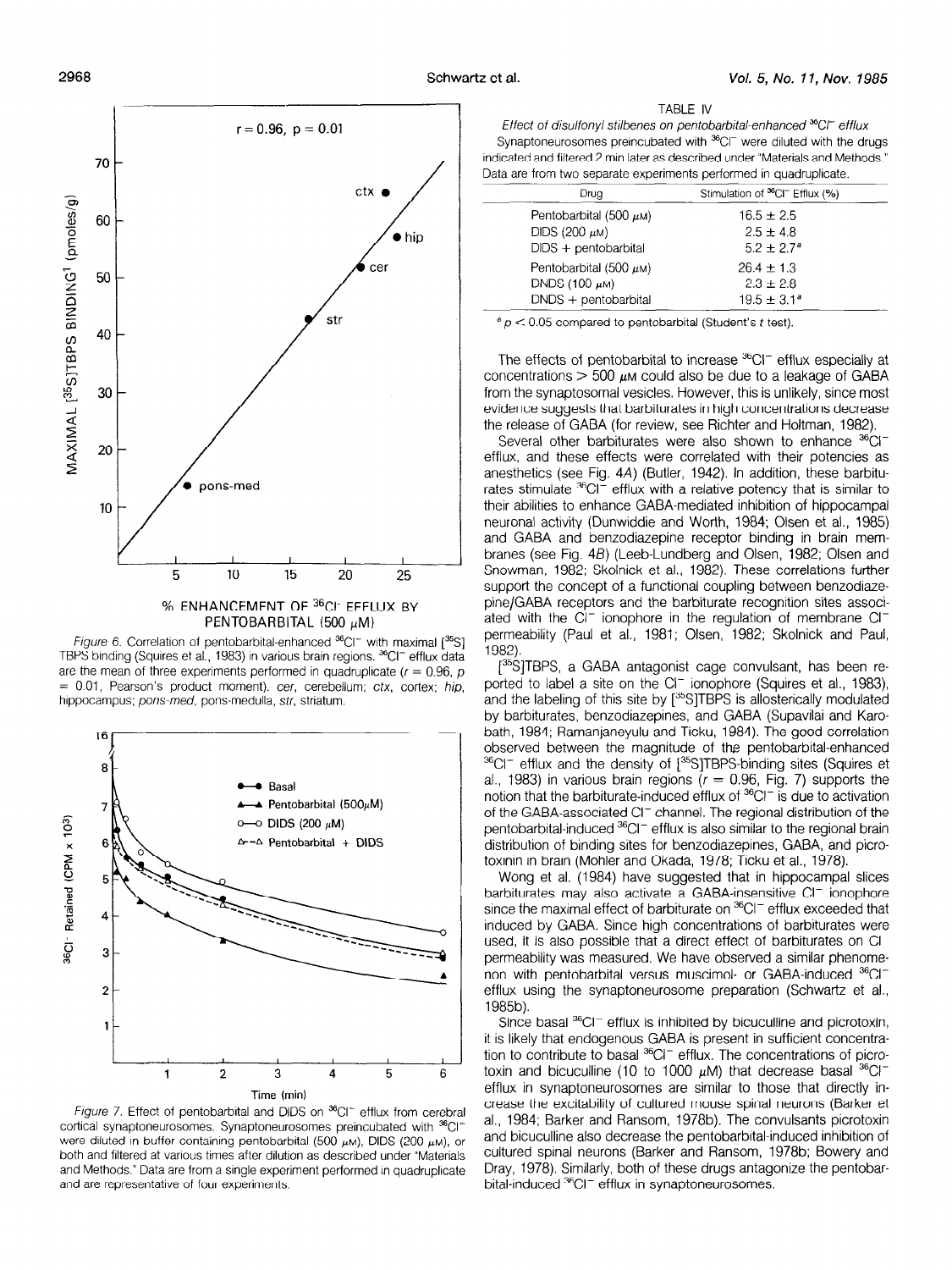*Figure 6.* Correlation of pentobarbital-enhanced $^{36}Cl^-$ with maximal [$^{35}S$] TBPS binding (Squires et al., 1983) in various brain regions. $^{36}Cl^-$ efflux data are the mean of three experiments performed in quadruplicate ($r = 0.96$, $p = 0.01$, Pearson's product moment). *cer*, cerebellum; *ctx*, cortex; *hip*, hippocampus; *pons-med*, pons-medulla, *str*, striatum.

*Figure 7.* Effect of pentobarbital and DIDS on $^{36}Cl^-$ efflux from cerebral cortical synaptoneurosomes. Synaptoneurosomes preincubated with $^{36}Cl^-$ were diluted in buffer containing pentobarbital (500 $\mu$M), DIDS (200 $\mu$M), or both and filtered at various times after dilution as described under "Materials and Methods." Data are from a single experiment performed in quadruplicate and are representative of four experiments.

TABLE IV

*Effect of disulfonyl stilbenes on pentobarbital-enhanced $^{36}Cl^-$ efflux*

Synaptoneurosomes preincubated with $^{36}Cl^-$ were diluted with the drugs indicated and filtered 2 min later as described under "Materials and Methods." Data are from two separate experiments performed in quadruplicate.

| Drug | Stimulation of $^{36}Cl^-$ Efflux (%) |
|---|---|
| Pentobarbital (500 $\mu$M) | 16.5 ± 2.5 |
| DIDS (200 $\mu$M) | 2.5 ± 4.8 |
| DIDS + pentobarbital | 5.2 ± 2.7[a] |
| Pentobarbital (500 $\mu$M) | 26.4 ± 1.3 |
| DNDS (100 $\mu$M) | 2.3 ± 2.8 |
| DNDS + pentobarbital | 19.5 ± 3.1[a] |

[a] $p < 0.05$ compared to pentobarbital (Student's $t$ test).

The effects of pentobarbital to increase $^{36}Cl^-$ efflux especially at concentrations > 500 $\mu$M could also be due to a leakage of GABA from the synaptosomal vesicles. However, this is unlikely, since most evidence suggests that barbiturates in high concentrations decrease the release of GABA (for review, see Richter and Holtman, 1982).

Several other barbiturates were also shown to enhance $^{36}Cl^-$ efflux, and these effects were correlated with their potencies as anesthetics (see Fig. 4*A*) (Butler, 1942). In addition, these barbiturates stimulate $^{36}Cl^-$ efflux with a relative potency that is similar to their abilities to enhance GABA-mediated inhibition of hippocampal neuronal activity (Dunwiddie and Worth, 1984; Olsen et al., 1985) and GABA and benzodiazepine receptor binding in brain membranes (see Fig. 4*B*) (Leeb-Lundberg and Olsen, 1982; Olsen and Snowman, 1982; Skolnick et al., 1982). These correlations further support the concept of a functional coupling between benzodiazepine/GABA receptors and the barbiturate recognition sites associated with the $Cl^-$ ionophore in the regulation of membrane $Cl^-$ permeability (Paul et al., 1981; Olsen, 1982; Skolnick and Paul, 1982).

[$^{35}S$]TBPS, a GABA antagonist cage convulsant, has been reported to label a site on the $Cl^-$ ionophore (Squires et al., 1983), and the labeling of this site by [$^{35}S$]TBPS is allosterically modulated by barbiturates, benzodiazepines, and GABA (Supavilai and Karobath, 1984; Ramanjaneyulu and Ticku, 1984). The good correlation observed between the magnitude of the pentobarbital-enhanced $^{36}Cl^-$ efflux and the density of [$^{35}S$]TBPS-binding sites (Squires et al., 1983) in various brain regions ($r = 0.96$, Fig. 7) supports the notion that the barbiturate-induced efflux of $^{36}Cl^-$ is due to activation of the GABA-associated $Cl^-$ channel. The regional distribution of the pentobarbital-induced $^{36}Cl^-$ efflux is also similar to the regional brain distribution of binding sites for benzodiazepines, GABA, and picrotoxinin in brain (Mohler and Okada, 1978; Ticku et al., 1978).

Wong et al. (1984) have suggested that in hippocampal slices barbiturates may also activate a GABA-insensitive $Cl^-$ ionophore since the maximal effect of barbiturate on $^{36}Cl^-$ efflux exceeded that induced by GABA. Since high concentrations of barbiturates were used, it is also possible that a direct effect of barbiturates on Cl permeability was measured. We have observed a similar phenomenon with pentobarbital versus muscimol- or GABA-induced $^{36}Cl^-$ efflux using the synaptoneurosome preparation (Schwartz et al., 1985b).

Since basal $^{36}Cl^-$ efflux is inhibited by bicuculline and picrotoxin, it is likely that endogenous GABA is present in sufficient concentration to contribute to basal $^{36}Cl^-$ efflux. The concentrations of picrotoxin and bicuculline (10 to 1000 $\mu$M) that decrease basal $^{36}Cl^-$ efflux in synaptoneurosomes are similar to those that directly increase the excitability of cultured mouse spinal neurons (Barker et al., 1984; Barker and Ransom, 1978b). The convulsants picrotoxin and bicuculline also decrease the pentobarbital-induced inhibition of cultured spinal neurons (Barker and Ransom, 1978b; Bowery and Dray, 1978). Similarly, both of these drugs antagonize the pentobarbital-induced $^{36}Cl^-$ efflux in synaptoneurosomes.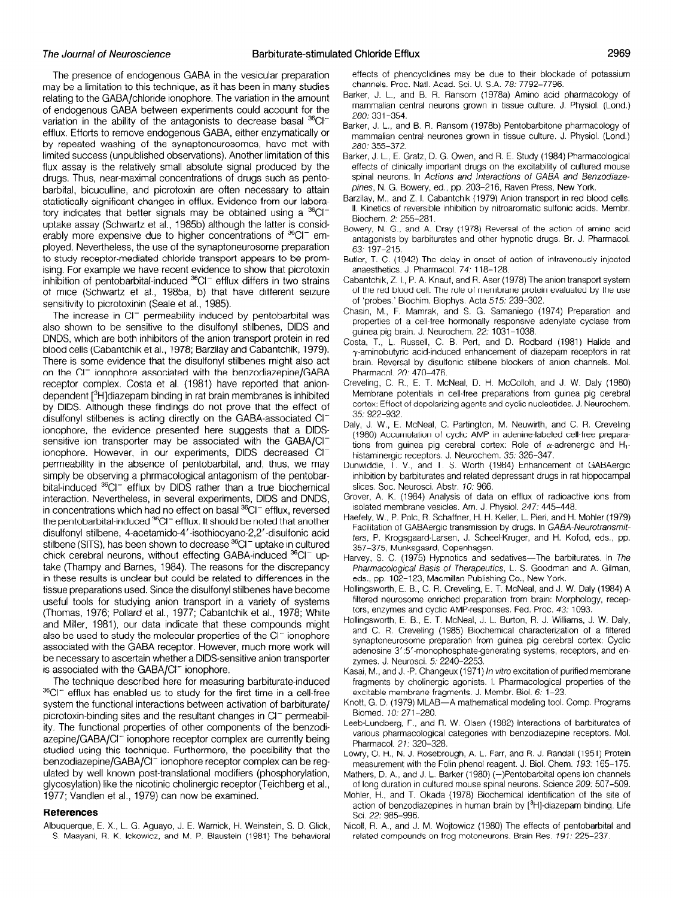The presence of endogenous GABA in the vesicular preparation may be a limitation to this technique, as it has been in many studies relating to the GABA/chloride ionophore. The variation in the amount of endogenous GABA between experiments could account for the variation in the ability of the antagonists to decrease basal $^{36}Cl^-$ efflux. Efforts to remove endogenous GABA, either enzymatically or by repeated washing of the synaptoneurosomes, have met with limited success (unpublished observations). Another limitation of this flux assay is the relatively small absolute signal produced by the drugs. Thus, near-maximal concentrations of drugs such as pentobarbital, bicuculline, and picrotoxin are often necessary to attain statistically significant changes in efflux. Evidence from our laboratory indicates that better signals may be obtained using a $^{36}Cl^-$ uptake assay (Schwartz et al., 1985b) although the latter is considerably more expensive due to higher concentrations of $^{36}Cl^-$ employed. Nevertheless, the use of the synaptoneurosome preparation to study receptor-mediated chloride transport appears to be promising. For example we have recent evidence to show that picrotoxin inhibition of pentobarbital-induced $^{36}Cl^-$ efflux differs in two strains of mice (Schwartz et al., 1985a, b) that have different seizure sensitivity to picrotoxinin (Seale et al., 1985).

The increase in $Cl^-$ permeability induced by pentobarbital was also shown to be sensitive to the disulfonyl stilbenes, DIDS and DNDS, which are both inhibitors of the anion transport protein in red blood cells (Cabantchik et al., 1978; Barzilay and Cabantchik, 1979). There is some evidence that the disulfonyl stilbenes might also act on the $Cl^-$ ionophore associated with the benzodiazepine/GABA receptor complex. Costa et al. (1981) have reported that anion-dependent [$^3$H]diazepam binding in rat brain membranes is inhibited by DIDS. Although these findings do not prove that the effect of disulfonyl stilbenes is acting directly on the GABA-associated $Cl^-$ ionophore, the evidence presented here suggests that a DIDS-sensitive ion transporter may be associated with the GABA/$Cl^-$ ionophore. However, in our experiments, DIDS decreased $Cl^-$ permeability in the absence of pentobarbital, and, thus, we may simply be observing a phrmacological antagonism of the pentobarbital-induced $^{36}Cl^-$ efflux by DIDS rather than a true biochemical interaction. Nevertheless, in several experiments, DIDS and DNDS, in concentrations which had no effect on basal $^{36}Cl^-$ efflux, reversed the pentobarbital-induced $^{36}Cl^-$ efflux. It should be noted that another disulfonyl stilbene, 4-acetamido-4′-isothiocyano-2,2′-disulfonic acid stilbene (SITS), has been shown to decrease $^{36}Cl^-$ uptake in cultured chick cerebral neurons, without effecting GABA-induced $^{36}Cl^-$ uptake (Thampy and Barnes, 1984). The reasons for the discrepancy in these results is unclear but could be related to differences in the tissue preparations used. Since the disulfonyl stilbenes have become useful tools for studying anion transport in a variety of systems (Thomas, 1976; Pollard et al., 1977; Cabantchik et al., 1978; White and Miller, 1981), our data indicate that these compounds might also be used to study the molecular properties of the $Cl^-$ ionophore associated with the GABA receptor. However, much more work will be necessary to ascertain whether a DIDS-sensitive anion transporter is associated with the GABA/$Cl^-$ ionophore.

The technique described here for measuring barbiturate-induced $^{36}Cl^-$ efflux has enabled us to study for the first time in a cell-free system the functional interactions between activation of barbiturate/picrotoxin-binding sites and the resultant changes in $Cl^-$ permeability. The functional properties of other components of the benzodiazepine/GABA/$Cl^-$ ionophore receptor complex are currently being studied using this technique. Furthermore, the possibility that the benzodiazepine/GABA/$Cl^-$ ionophore receptor complex can be regulated by well known post-translational modifiers (phosphorylation, glycosylation) like the nicotinic cholinergic receptor (Teichberg et al., 1977; Vandlen et al., 1979) can now be examined.

## References

Albuquerque, E. X., L. G. Aguayo, J. E. Warnick, H. Weinstein, S. D. Glick, S. Maayani, R. K. Ickowicz, and M. P. Blaustein (1981) The behavioral effects of phencyclidines may be due to their blockade of potassium channels. Proc. Natl. Acad. Sci. U. S.A. *78*: 7792–7796.

Barker, J. L., and B. R. Ransom (1978a) Amino acid pharmacology of mammalian central neurons grown in tissue culture. J. Physiol. (Lond.) *280*: 331–354.

Barker, J. L., and B. R. Ransom (1978b) Pentobarbitone pharmacology of mammalian central neurones grown in tissue culture. J. Physiol. (Lond.) *280*: 355–372.

Barker, J. L., E. Gratz, D. G. Owen, and R. E. Study (1984) Pharmacological effects of clinically important drugs on the excitability of cultured mouse spinal neurons. In *Actions and Interactions of GABA and Benzodiazepines*, N. G. Bowery, ed., pp. 203–216, Raven Press, New York.

Barzilay, M., and Z. I. Cabantchik (1979) Anion transport in red blood cells. II. Kinetics of reversible inhibition by nitroaromatic sulfonic acids. Membr. Biochem. *2*: 255–281.

Bowery, N. G., and A. Dray (1978) Reversal of the action of amino acid antagonists by barbiturates and other hypnotic drugs. Br. J. Pharmacol. *63*: 197–215.

Butler, T. C. (1942) The delay in onset of action of intravenously injected anaesthetics. J. Pharmacol. *74*: 118–128.

Cabantchik, Z. I., P. A. Knauf, and R. Aser (1978) The anion transport system of the red blood cell. The role of membrane protein evaluated by the use of 'probes.' Biochim. Biophys. Acta *515*: 239–302.

Chasin, M., F. Mamrak, and S. G. Samaniego (1974) Preparation and properties of a cell-free hormonally responsive adenylate cyclase from guinea pig brain. J. Neurochem. *22*: 1031–1038.

Costa, T., L. Russell, C. B. Pert, and D. Rodbard (1981) Halide and γ-aminobutyric acid-induced enhancement of diazepam receptors in rat brain. Reversal by disulfonic stilbene blockers of anion channels. Mol. Pharmacol. *20*: 470–476.

Creveling, C. R., E. T. McNeal, D. H. McColloh, and J. W. Daly (1980) Membrane potentials in cell-free preparations from guinea pig cerebral cortex: Effect of depolarizing agents and cyclic nucleotides. J. Neurochem. *35*: 922–932.

Daly, J. W., E. McNeal, C. Partington, M. Neuwirth, and C. R. Creveling (1980) Accumulation of cyclic AMP in adenine-labeled cell-free preparations from guinea pig cerebral cortex: Role of α-adrenergic and $H_1$-histaminergic receptors. J. Neurochem. *35*: 326–347.

Dunwiddie, T. V., and T. S. Worth (1984) Enhancement of GABAergic inhibition by barbiturates and related depressant drugs in rat hippocampal slices. Soc. Neurosci. Abstr. *10*: 966.

Grover, A. K. (1984) Analysis of data on efflux of radioactive ions from isolated membrane vesicles. Am. J. Physiol. *247*: 445–448.

Haefely, W., P. Polc, R. Schaffner, H. H. Keller, L. Pieri, and H. Mohler (1979) Facilitation of GABAergic transmission by drugs. In *GABA-Neurotransmitters*, P. Krogsgaard-Larsen, J. Scheel-Kruger, and H. Kofod, eds., pp. 357–375, Munksgaard, Copenhagen.

Harvey, S. C. (1975) Hypnotics and sedatives—The barbiturates. In *The Pharmacological Basis of Therapeutics*, L. S. Goodman and A. Gilman, eds., pp. 102–123, Macmillan Publishing Co., New York.

Hollingsworth, E. B., C. R. Creveling, E. T. McNeal, and J. W. Daly (1984) A filtered neurosome enriched preparation from brain: Morphology, receptors, enzymes and cyclic AMP-responses. Fed. Proc. *43*: 1093.

Hollingsworth, E. B., E. T. McNeal, J. L. Burton, R. J. Williams, J. W. Daly, and C. R. Creveling (1985) Biochemical characterization of a filtered synaptoneurosome preparation from guinea pig cerebral cortex: Cyclic adenosine 3′:5′-monophosphate-generating systems, receptors, and enzymes. J. Neurosci. *5*: 2240–2253.

Kasai, M., and J.-P. Changeux (1971) *In vitro* excitation of purified membrane fragments by cholinergic agonists. I. Pharmacological properties of the excitable membrane fragments. J. Membr. Biol. *6*: 1–23.

Knott, G. D. (1979) MLAB—A mathematical modeling tool. Comp. Programs Biomed. *10*: 271–280.

Leeb-Lundberg, F., and R. W. Olsen (1982) Interactions of barbiturates of various pharmacological categories with benzodiazepine receptors. Mol. Pharmacol. *21*: 320–328.

Lowry, O. H., N. J. Rosebrough, A. L. Farr, and R. J. Randall (1951) Protein measurement with the Folin phenol reagent. J. Biol. Chem. *193*: 165–175.

Mathers, D. A., and J. L. Barker (1980) (−)Pentobarbital opens ion channels of long duration in cultured mouse spinal neurons. Science *209*: 507–509.

Mohler, H., and T. Okada (1978) Biochemical identification of the site of action of benzodiazepines in human brain by [$^3$H]-diazepam binding. Life Sci. *22*: 985–996.

Nicoll, R. A., and J. M. Wojtowicz (1980) The effects of pentobarbital and related compounds on frog motoneurons. Brain Res. *191*: 225–237.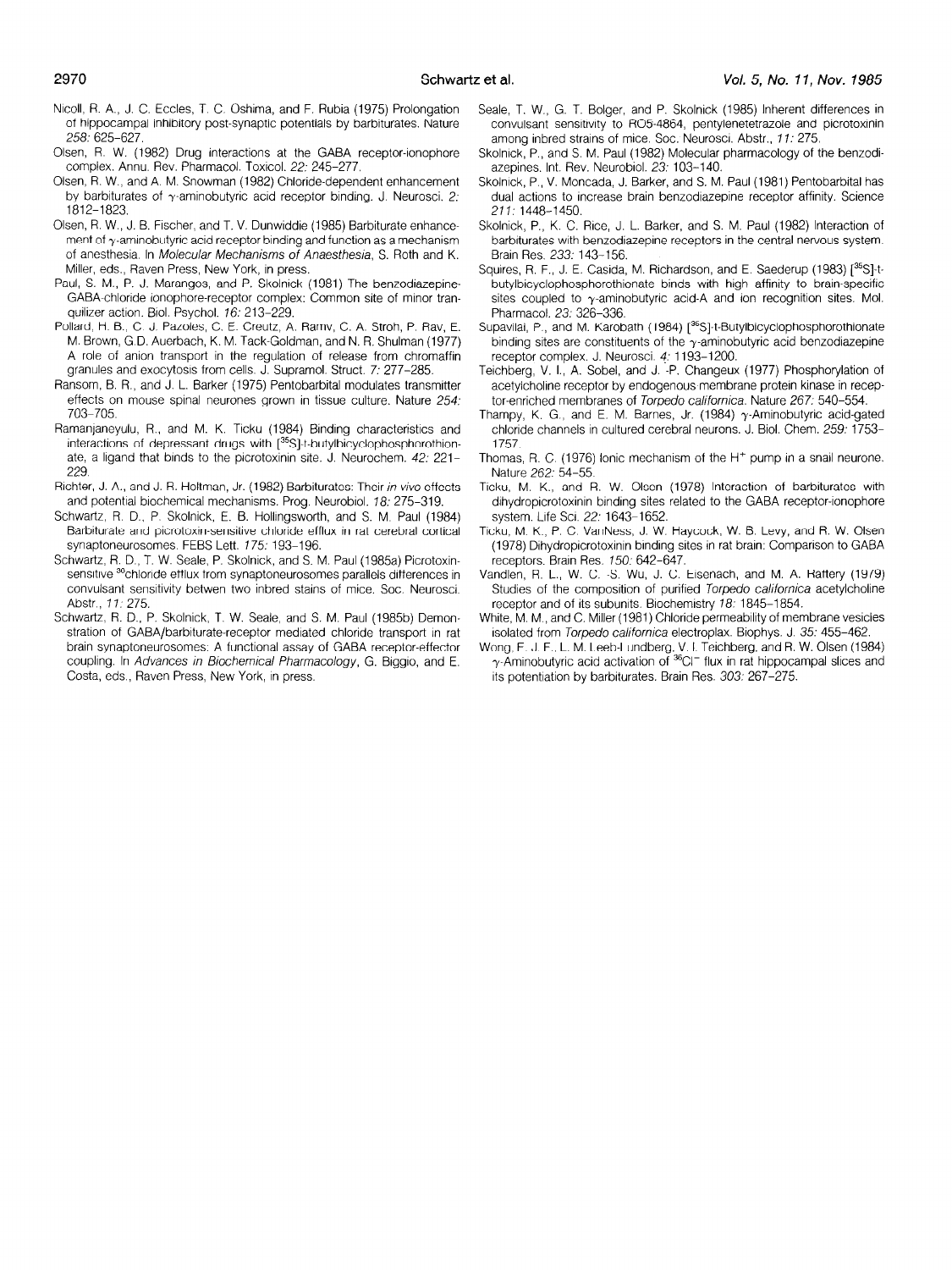Nicoll, R. A., J. C. Eccles, T. C. Oshima, and F. Rubia (1975) Prolongation of hippocampal inhibitory post-synaptic potentials by barbiturates. Nature *258:* 625–627.

Olsen, R. W. (1982) Drug interactions at the GABA receptor-ionophore complex. Annu. Rev. Pharmacol. Toxicol. *22:* 245–277.

Olsen, R. W., and A. M. Snowman (1982) Chloride-dependent enhancement by barbiturates of $\gamma$-aminobutyric acid receptor binding. J. Neurosci. *2:* 1812–1823.

Olsen, R. W., J. B. Fischer, and T. V. Dunwiddie (1985) Barbiturate enhancement of $\gamma$-aminobutyric acid receptor binding and function as a mechanism of anesthesia. In *Molecular Mechanisms of Anaesthesia*, S. Roth and K. Miller, eds., Raven Press, New York, in press.

Paul, S. M., P. J. Marangos, and P. Skolnick (1981) The benzodiazepine-GABA-chloride ionophore-receptor complex: Common site of minor tranquilizer action. Biol. Psychol. *16:* 213–229.

Pollard, H. B., C. J. Pazoles, C. E. Creutz, A. Ramv, C. A. Stroh, P. Rav, E. M. Brown, G.D. Auerbach, K. M. Tack-Goldman, and N. R. Shulman (1977) A role of anion transport in the regulation of release from chromaffin granules and exocytosis from cells. J. Supramol. Struct. *7:* 277–285.

Ransom, B. R., and J. L. Barker (1975) Pentobarbital modulates transmitter effects on mouse spinal neurones grown in tissue culture. Nature *254:* 703–705.

Ramanjaneyulu, R., and M. K. Ticku (1984) Binding characteristics and interactions of depressant drugs with [$^{35}$S]-t-butylbicyclophosphorothionate, a ligand that binds to the picrotoxinin site. J. Neurochem. *42:* 221–229.

Richter, J. A., and J. R. Holtman, Jr. (1982) Barbiturates: Their *in vivo* effects and potential biochemical mechanisms. Prog. Neurobiol. *18:* 275–319.

Schwartz, R. D., P. Skolnick, E. B. Hollingsworth, and S. M. Paul (1984) Barbiturate and picrotoxin-sensitive chloride efflux in rat cerebral cortical synaptoneurosomes. FEBS Lett. *175:* 193–196.

Schwartz, R. D., T. W. Seale, P. Skolnick, and S. M. Paul (1985a) Picrotoxin-sensitive $^{36}$chloride efflux from synaptoneurosomes parallels differences in convulsant sensitivity betwen two inbred stains of mice. Soc. Neurosci. Abstr., *11:* 275.

Schwartz, R. D., P. Skolnick, T. W. Seale, and S. M. Paul (1985b) Demonstration of GABA/barbiturate-receptor mediated chloride transport in rat brain synaptoneurosomes: A functional assay of GABA receptor-effector coupling. In *Advances in Biochemical Pharmacology*, G. Biggio, and E. Costa, eds., Raven Press, New York, in press.

Seale, T. W., G. T. Bolger, and P. Skolnick (1985) Inherent differences in convulsant sensitivity to RO5-4864, pentylenetetrazole and picrotoxinin among inbred strains of mice. Soc. Neurosci. Abstr., *11:* 275.

Skolnick, P., and S. M. Paul (1982) Molecular pharmacology of the benzodiazepines. Int. Rev. Neurobiol. *23:* 103–140.

Skolnick, P., V. Moncada, J. Barker, and S. M. Paul (1981) Pentobarbital has dual actions to increase brain benzodiazepine receptor affinity. Science *211:* 1448–1450.

Skolnick, P., K. C. Rice, J. L. Barker, and S. M. Paul (1982) Interaction of barbiturates with benzodiazepine receptors in the central nervous system. Brain Res. *233:* 143–156.

Squires, R. F., J. E. Casida, M. Richardson, and E. Saederup (1983) [$^{35}$S]-t-butylbicyclophosphorothionate binds with high affinity to brain-specific sites coupled to $\gamma$-aminobutyric acid-A and ion recognition sites. Mol. Pharmacol. *23:* 326–336.

Supavilai, P., and M. Karobath (1984) [$^{35}$S]-t-Butylbicyclophosphorothionate binding sites are constituents of the $\gamma$-aminobutyric acid benzodiazepine receptor complex. J. Neurosci. *4:* 1193–1200.

Teichberg, V. I., A. Sobel, and J. -P. Changeux (1977) Phosphorylation of acetylcholine receptor by endogenous membrane protein kinase in receptor-enriched membranes of *Torpedo californica*. Nature *267:* 540–554.

Thampy, K. G., and E. M. Barnes, Jr. (1984) $\gamma$-Aminobutyric acid-gated chloride channels in cultured cerebral neurons. J. Biol. Chem. *259:* 1753–1757.

Thomas, R. C. (1976) Ionic mechanism of the $H^+$ pump in a snail neurone. Nature *262:* 54–55.

Ticku, M. K., and R. W. Olsen (1978) Interaction of barbiturates with dihydropicrotoxinin binding sites related to the GABA receptor-ionophore system. Life Sci. *22:* 1643–1652.

Ticku, M. K., P. C. VanNess, J. W. Haycock, W. B. Levy, and R. W. Olsen (1978) Dihydropicrotoxinin binding sites in rat brain: Comparison to GABA receptors. Brain Res. *150:* 642–647.

Vandlen, R. L., W. C. -S. Wu, J. C. Eisenach, and M. A. Raftery (1979) Studies of the composition of purified *Torpedo californica* acetylcholine receptor and of its subunits. Biochemistry *18:* 1845–1854.

White, M. M., and C. Miller (1981) Chloride permeability of membrane vesicles isolated from *Torpedo californica* electroplax. Biophys. J. *35:* 455–462.

Wong, E. H. F., L. M. Leeb-Lundberg, V. I. Teichberg, and R. W. Olsen (1984) $\gamma$-Aminobutyric acid activation of $^{36}Cl^-$ flux in rat hippocampal slices and its potentiation by barbiturates. Brain Res. *303:* 267–275.